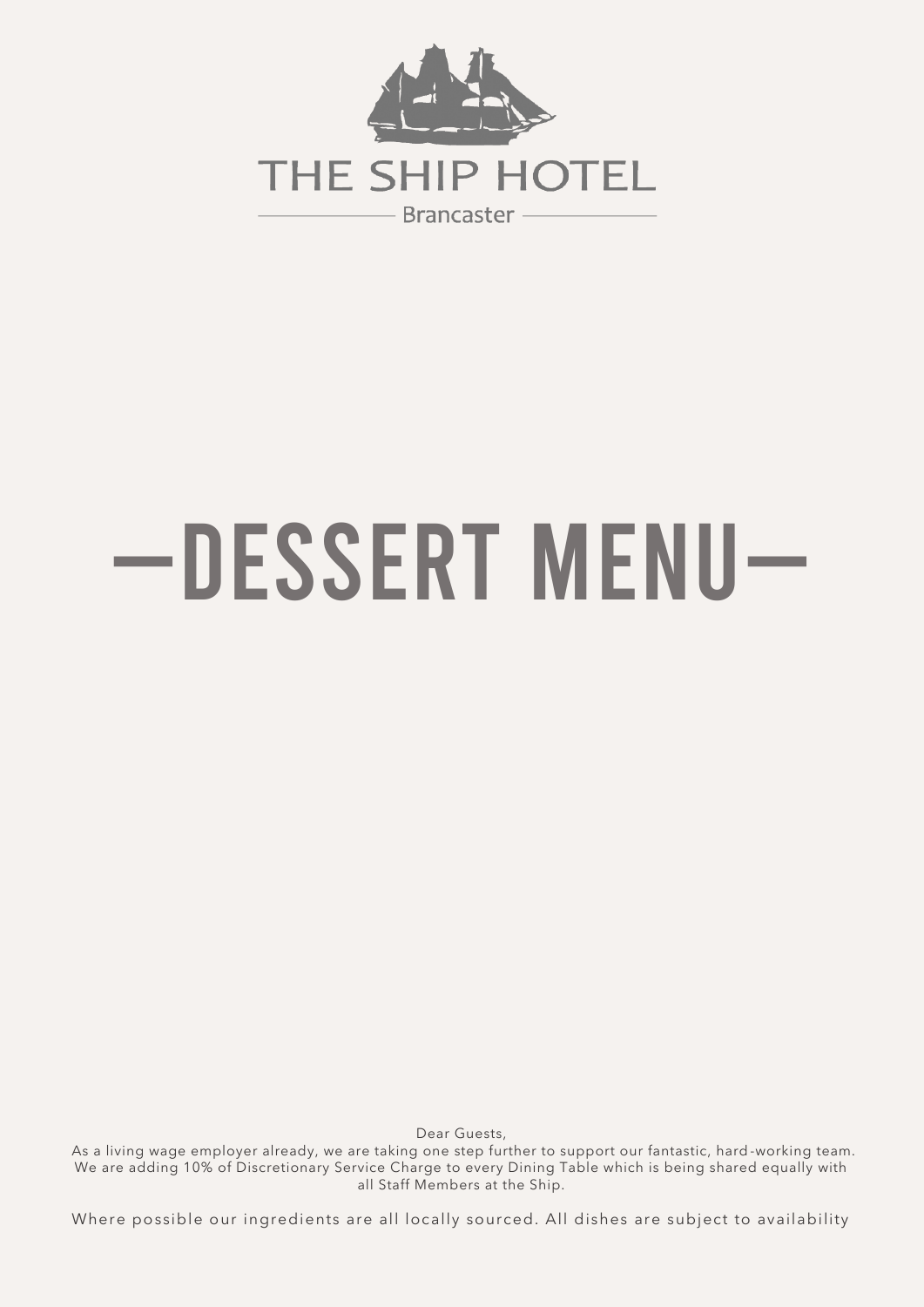# THE SHIP HOTEL

Brancaster

# —DESSERT MENU—

Dear Guests,

As a living wage employer already, we are taking one step further to support our fantastic, hard-working team. We are adding 10% of Discretionary Service Charge to every Dining Table which is being shared equally with all Staff Members at the Ship.

Where possible our ingredients are all locally sourced. All dishes are subject to availability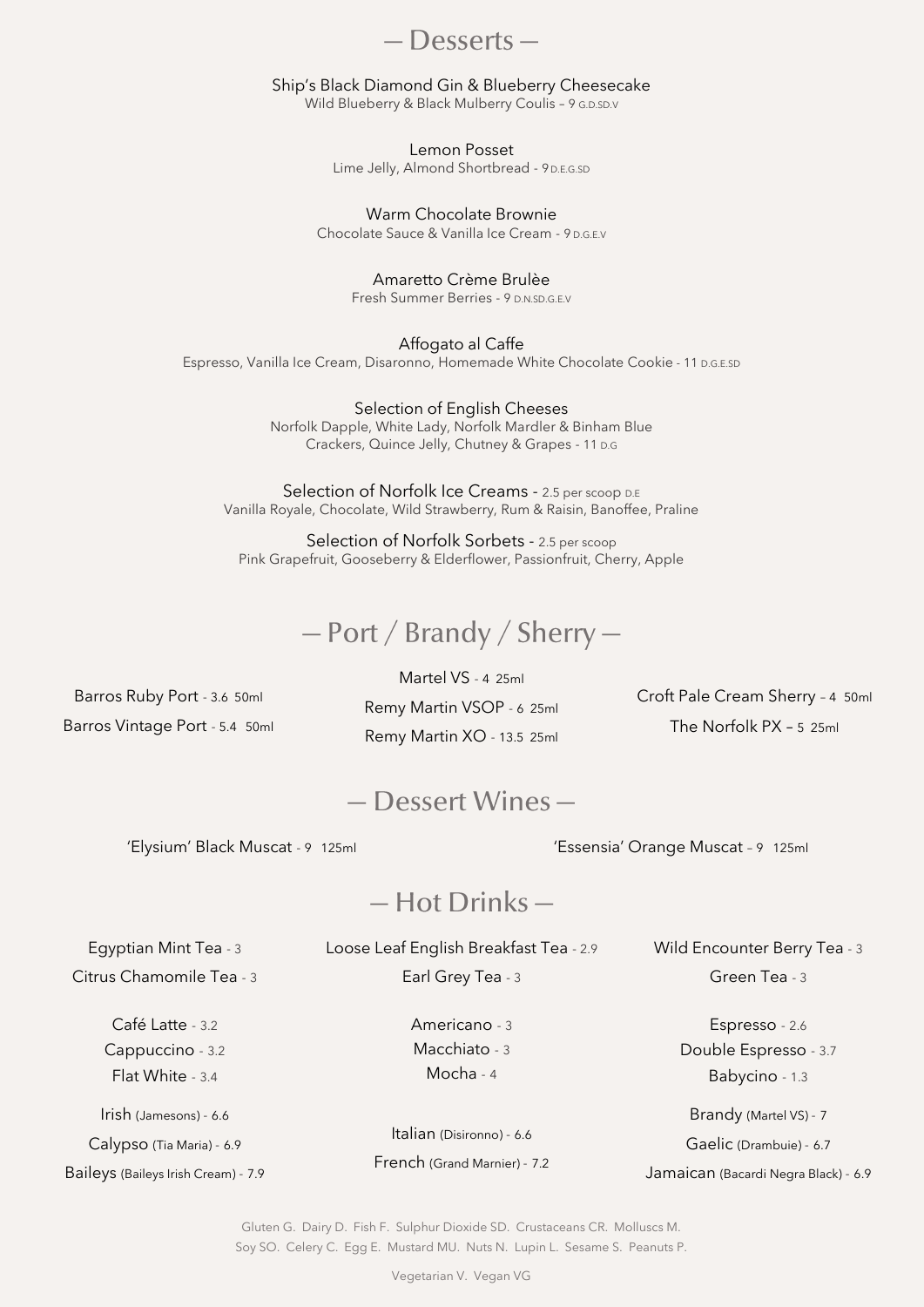## — Desserts —

Ship's Black Diamond Gin & Blueberry Cheesecake
Wild Blueberry & Black Mulberry Coulis – 9 G.D.SD.V

Lemon Posset
Lime Jelly, Almond Shortbread - 9 D.E.G.SD

Warm Chocolate Brownie
Chocolate Sauce & Vanilla Ice Cream - 9 D.G.E.V

Amaretto Crème Brulèe
Fresh Summer Berries - 9 D.N.SD.G.E.V

Affogato al Caffe
Espresso, Vanilla Ice Cream, Disaronno, Homemade White Chocolate Cookie - 11 D.G.E.SD

Selection of English Cheeses
Norfolk Dapple, White Lady, Norfolk Mardler & Binham Blue
Crackers, Quince Jelly, Chutney & Grapes - 11 D.G

Selection of Norfolk Ice Creams - 2.5 per scoop D.E
Vanilla Royale, Chocolate, Wild Strawberry, Rum & Raisin, Banoffee, Praline

Selection of Norfolk Sorbets - 2.5 per scoop
Pink Grapefruit, Gooseberry & Elderflower, Passionfruit, Cherry, Apple

## — Port / Brandy / Sherry —

Barros Ruby Port - 3.6 50ml
Barros Vintage Port - 5.4 50ml

Martel VS - 4 25ml
Remy Martin VSOP - 6 25ml
Remy Martin XO - 13.5 25ml

Croft Pale Cream Sherry – 4 50ml
The Norfolk PX – 5 25ml

## — Dessert Wines —

'Elysium' Black Muscat - 9 125ml

'Essensia' Orange Muscat – 9 125ml

## — Hot Drinks —

Egyptian Mint Tea - 3
Citrus Chamomile Tea - 3

Loose Leaf English Breakfast Tea - 2.9
Earl Grey Tea - 3

Wild Encounter Berry Tea - 3
Green Tea - 3

Café Latte - 3.2
Cappuccino - 3.2
Flat White - 3.4

Americano - 3
Macchiato - 3
Mocha - 4

Espresso - 2.6
Double Espresso - 3.7
Babycino - 1.3

Irish (Jamesons) - 6.6
Calypso (Tia Maria) - 6.9
Baileys (Baileys Irish Cream) - 7.9

Italian (Disironno) - 6.6
French (Grand Marnier) - 7.2

Brandy (Martel VS) - 7
Gaelic (Drambuie) - 6.7
Jamaican (Bacardi Negra Black) - 6.9

Gluten G. Dairy D. Fish F. Sulphur Dioxide SD. Crustaceans CR. Molluscs M.
Soy SO. Celery C. Egg E. Mustard MU. Nuts N. Lupin L. Sesame S. Peanuts P.

Vegetarian V. Vegan VG